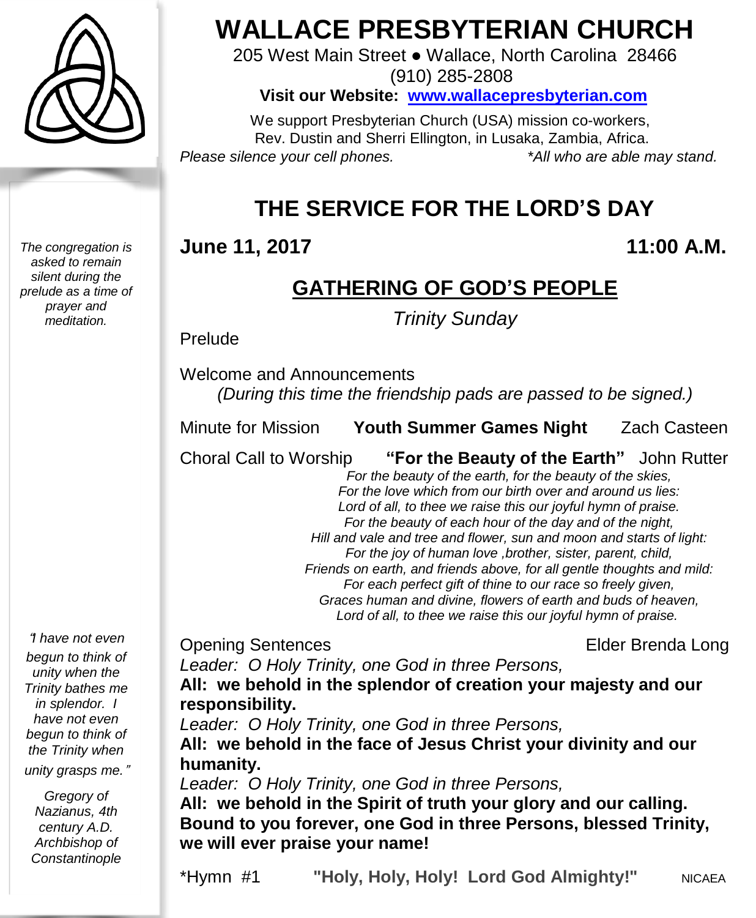# WALLACE PRESBYTERIAN CHURCH

205 West Main Street ● Wallace, North Carolina 28466
(910) 285-2808

**Visit our Website: [www.wallacepresbyterian.com](http://www.wallacepresbyterian.com)**

We support Presbyterian Church (USA) mission co-workers,
Rev. Dustin and Sherri Ellington, in Lusaka, Zambia, Africa.

*Please silence your cell phones.* *\*All who are able may stand.*

## THE SERVICE FOR THE LORD'S DAY

**June 11, 2017** **11:00 A.M.**

### GATHERING OF GOD'S PEOPLE

*Trinity Sunday*

*The congregation is asked to remain silent during the prelude as a time of prayer and meditation.*

Prelude

Welcome and Announcements
*(During this time the friendship pads are passed to be signed.)*

Minute for Mission **Youth Summer Games Night** Zach Casteen

Choral Call to Worship **"For the Beauty of the Earth"** John Rutter

*For the beauty of the earth, for the beauty of the skies,*
*For the love which from our birth over and around us lies:*
*Lord of all, to thee we raise this our joyful hymn of praise.*
*For the beauty of each hour of the day and of the night,*
*Hill and vale and tree and flower, sun and moon and starts of light:*
*For the joy of human love ,brother, sister, parent, child,*
*Friends on earth, and friends above, for all gentle thoughts and mild:*
*For each perfect gift of thine to our race so freely given,*
*Graces human and divine, flowers of earth and buds of heaven,*
*Lord of all, to thee we raise this our joyful hymn of praise.*

Opening Sentences Elder Brenda Long

*Leader: O Holy Trinity, one God in three Persons,*
**All: we behold in the splendor of creation your majesty and our responsibility.**
*Leader: O Holy Trinity, one God in three Persons,*
**All: we behold in the face of Jesus Christ your divinity and our humanity.**
*Leader: O Holy Trinity, one God in three Persons,*
**All: we behold in the Spirit of truth your glory and our calling. Bound to you forever, one God in three Persons, blessed Trinity, we will ever praise your name!**

*"I have not even begun to think of unity when the Trinity bathes me in splendor. I have not even begun to think of the Trinity when unity grasps me."*

*Gregory of Nazianus, 4th century A.D. Archbishop of Constantinople*

\*Hymn #1 **"Holy, Holy, Holy! Lord God Almighty!"** NICAEA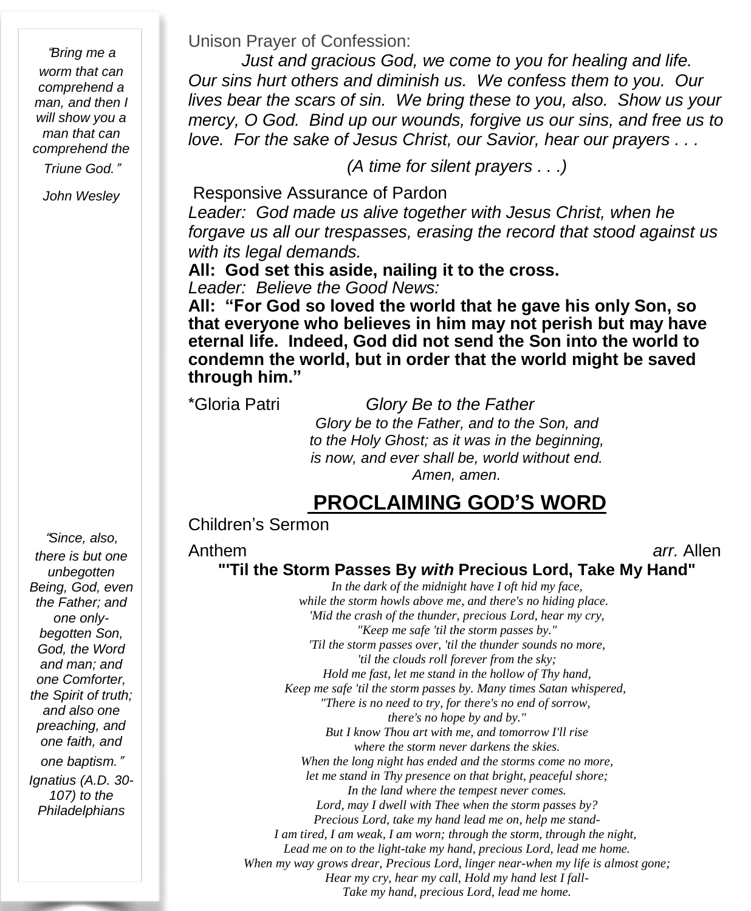*"Bring me a worm that can comprehend a man, and then I will show you a man that can comprehend the Triune God."*

*John Wesley*

*"Since, also, there is but one unbegotten Being, God, even the Father; and one only-begotten Son, God, the Word and man; and one Comforter, the Spirit of truth; and also one preaching, and one faith, and one baptism."*

*Ignatius (A.D. 30-107) to the Philadelphians*

Unison Prayer of Confession:

*Just and gracious God, we come to you for healing and life. Our sins hurt others and diminish us. We confess them to you. Our lives bear the scars of sin. We bring these to you, also. Show us your mercy, O God. Bind up our wounds, forgive us our sins, and free us to love. For the sake of Jesus Christ, our Savior, hear our prayers . . .*

*(A time for silent prayers . . .)*

Responsive Assurance of Pardon

*Leader: God made us alive together with Jesus Christ, when he forgave us all our trespasses, erasing the record that stood against us with its legal demands.*

**All: God set this aside, nailing it to the cross.**

*Leader: Believe the Good News:*

**All: "For God so loved the world that he gave his only Son, so that everyone who believes in him may not perish but may have eternal life. Indeed, God did not send the Son into the world to condemn the world, but in order that the world might be saved through him."**

*Gloria Patri *Glory Be to the Father*

*Glory be to the Father, and to the Son, and to the Holy Ghost; as it was in the beginning, is now, and ever shall be, world without end. Amen, amen.*

## PROCLAIMING GOD'S WORD

Children's Sermon

Anthem *arr.* Allen

**"'Til the Storm Passes By *with* Precious Lord, Take My Hand"**

*In the dark of the midnight have I oft hid my face,*
*while the storm howls above me, and there's no hiding place.*
*'Mid the crash of the thunder, precious Lord, hear my cry,*
*"Keep me safe 'til the storm passes by."*
*'Til the storm passes over, 'til the thunder sounds no more,*
*'til the clouds roll forever from the sky;*
*Hold me fast, let me stand in the hollow of Thy hand,*
*Keep me safe 'til the storm passes by. Many times Satan whispered,*
*"There is no need to try, for there's no end of sorrow,*
*there's no hope by and by."*
*But I know Thou art with me, and tomorrow I'll rise*
*where the storm never darkens the skies.*
*When the long night has ended and the storms come no more,*
*let me stand in Thy presence on that bright, peaceful shore;*
*In the land where the tempest never comes.*
*Lord, may I dwell with Thee when the storm passes by?*
*Precious Lord, take my hand lead me on, help me stand-*
*I am tired, I am weak, I am worn; through the storm, through the night,*
*Lead me on to the light-take my hand, precious Lord, lead me home.*
*When my way grows drear, Precious Lord, linger near-when my life is almost gone;*
*Hear my cry, hear my call, Hold my hand lest I fall-*
*Take my hand, precious Lord, lead me home.*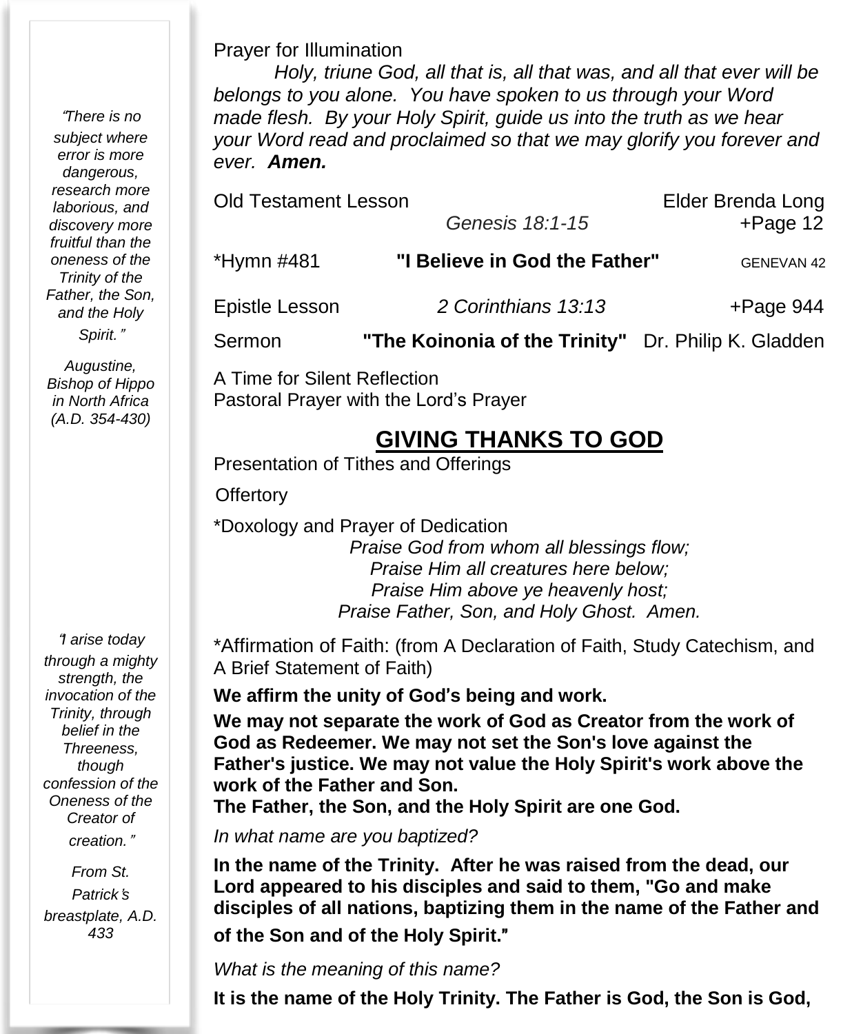*"There is no subject where error is more dangerous, research more laborious, and discovery more fruitful than the oneness of the Trinity of the Father, the Son, and the Holy Spirit."*

*Augustine, Bishop of Hippo in North Africa (A.D. 354-430)*

*"I arise today through a mighty strength, the invocation of the Trinity, through belief in the Threeness, though confession of the Oneness of the Creator of creation."*

*From St. Patrick's breastplate, A.D. 433*

Prayer for Illumination

*Holy, triune God, all that is, all that was, and all that ever will be belongs to you alone. You have spoken to us through your Word made flesh. By your Holy Spirit, guide us into the truth as we hear your Word read and proclaimed so that we may glorify you forever and ever.* ***Amen.***

Old Testament Lesson — *Genesis 18:1-15* — Elder Brenda Long — +Page 12

*Hymn #481 — **"I Believe in God the Father"** — GENEVAN 42

Epistle Lesson — *2 Corinthians 13:13* — +Page 944

Sermon — **"The Koinonia of the Trinity"** — Dr. Philip K. Gladden

A Time for Silent Reflection
Pastoral Prayer with the Lord's Prayer

## GIVING THANKS TO GOD

Presentation of Tithes and Offerings

Offertory

*Doxology and Prayer of Dedication

*Praise God from whom all blessings flow;*
*Praise Him all creatures here below;*
*Praise Him above ye heavenly host;*
*Praise Father, Son, and Holy Ghost. Amen.*

*Affirmation of Faith: (from A Declaration of Faith, Study Catechism, and A Brief Statement of Faith)

**We affirm the unity of God's being and work.**

**We may not separate the work of God as Creator from the work of God as Redeemer. We may not set the Son's love against the Father's justice. We may not value the Holy Spirit's work above the work of the Father and Son.**
**The Father, the Son, and the Holy Spirit are one God.**

*In what name are you baptized?*

**In the name of the Trinity. After he was raised from the dead, our Lord appeared to his disciples and said to them, "Go and make disciples of all nations, baptizing them in the name of the Father and of the Son and of the Holy Spirit."**

*What is the meaning of this name?*

**It is the name of the Holy Trinity. The Father is God, the Son is God,**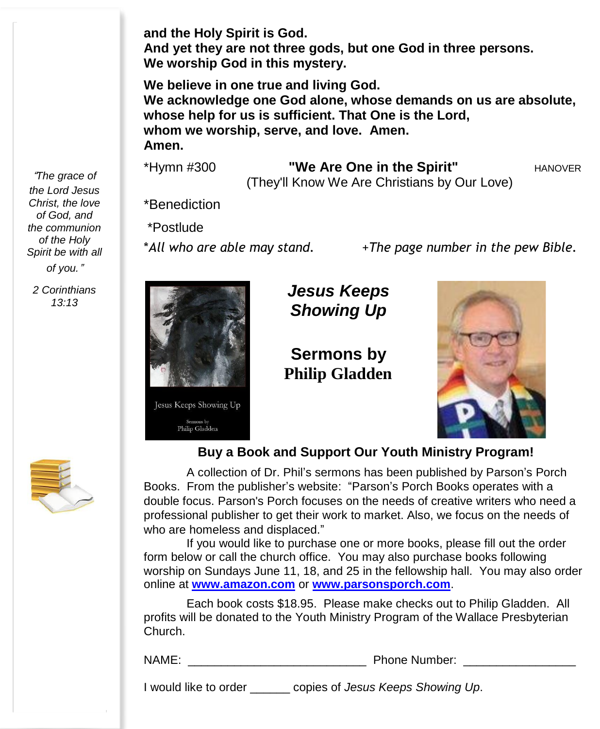**and the Holy Spirit is God.**
**And yet they are not three gods, but one God in three persons.**
**We worship God in this mystery.**

**We believe in one true and living God.**
**We acknowledge one God alone, whose demands on us are absolute, whose help for us is sufficient. That One is the Lord, whom we worship, serve, and love. Amen.**
**Amen.**

*Hymn #300 **"We Are One in the Spirit"** HANOVER
(They'll Know We Are Christians by Our Love)

*Benediction

*Postlude

**All who are able may stand.* +*The page number in the pew Bible.*

*"The grace of the Lord Jesus Christ, the love of God, and the communion of the Holy Spirit be with all of you."*

*2 Corinthians 13:13*

Jesus Keeps Showing Up

Sermons by Philip Gladden

## *Jesus Keeps Showing Up*

## Sermons by Philip Gladden

### Buy a Book and Support Our Youth Ministry Program!

A collection of Dr. Phil's sermons has been published by Parson's Porch Books. From the publisher's website: "Parson's Porch Books operates with a double focus. Parson's Porch focuses on the needs of creative writers who need a professional publisher to get their work to market. Also, we focus on the needs of who are homeless and displaced."

If you would like to purchase one or more books, please fill out the order form below or call the church office. You may also purchase books following worship on Sundays June 11, 18, and 25 in the fellowship hall. You may also order online at **www.amazon.com** or **www.parsonsporch.com**.

Each book costs $18.95. Please make checks out to Philip Gladden. All profits will be donated to the Youth Ministry Program of the Wallace Presbyterian Church.

NAME: ___________________________ Phone Number: _________________

I would like to order ______ copies of *Jesus Keeps Showing Up*.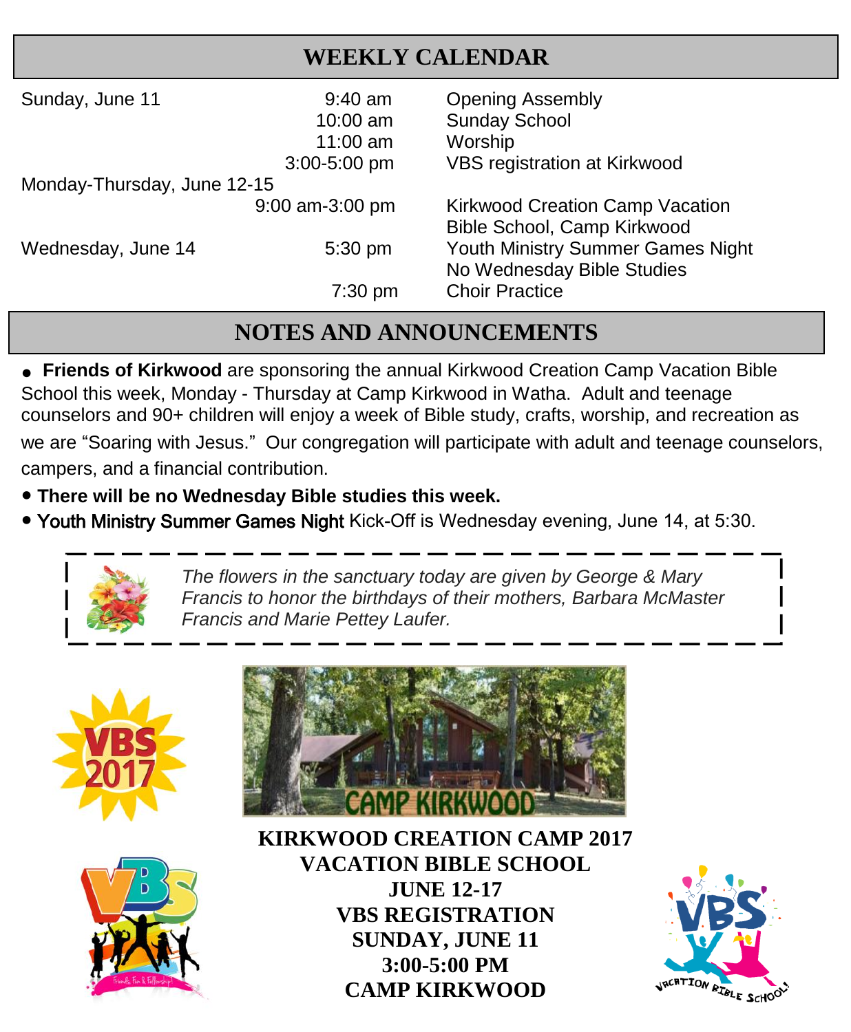## WEEKLY CALENDAR

| | | |
|---|---|---|
| Sunday, June 11 | 9:40 am | Opening Assembly |
| | 10:00 am | Sunday School |
| | 11:00 am | Worship |
| | 3:00-5:00 pm | VBS registration at Kirkwood |
| Monday-Thursday, June 12-15 | | |
| | 9:00 am-3:00 pm | Kirkwood Creation Camp Vacation Bible School, Camp Kirkwood |
| Wednesday, June 14 | 5:30 pm | Youth Ministry Summer Games Night<br>No Wednesday Bible Studies |
| | 7:30 pm | Choir Practice |

## NOTES AND ANNOUNCEMENTS

- **Friends of Kirkwood** are sponsoring the annual Kirkwood Creation Camp Vacation Bible School this week, Monday - Thursday at Camp Kirkwood in Watha. Adult and teenage counselors and 90+ children will enjoy a week of Bible study, crafts, worship, and recreation as we are "Soaring with Jesus." Our congregation will participate with adult and teenage counselors, campers, and a financial contribution.
- **There will be no Wednesday Bible studies this week.**
- Youth Ministry Summer Games Night Kick-Off is Wednesday evening, June 14, at 5:30.

*The flowers in the sanctuary today are given by George & Mary Francis to honor the birthdays of their mothers, Barbara McMaster Francis and Marie Pettey Laufer.*

VBS 2017

CAMP KIRKWOOD

**KIRKWOOD CREATION CAMP 2017**
**VACATION BIBLE SCHOOL**
**JUNE 12-17**
**VBS REGISTRATION**
**SUNDAY, JUNE 11**
**3:00-5:00 PM**
**CAMP KIRKWOOD**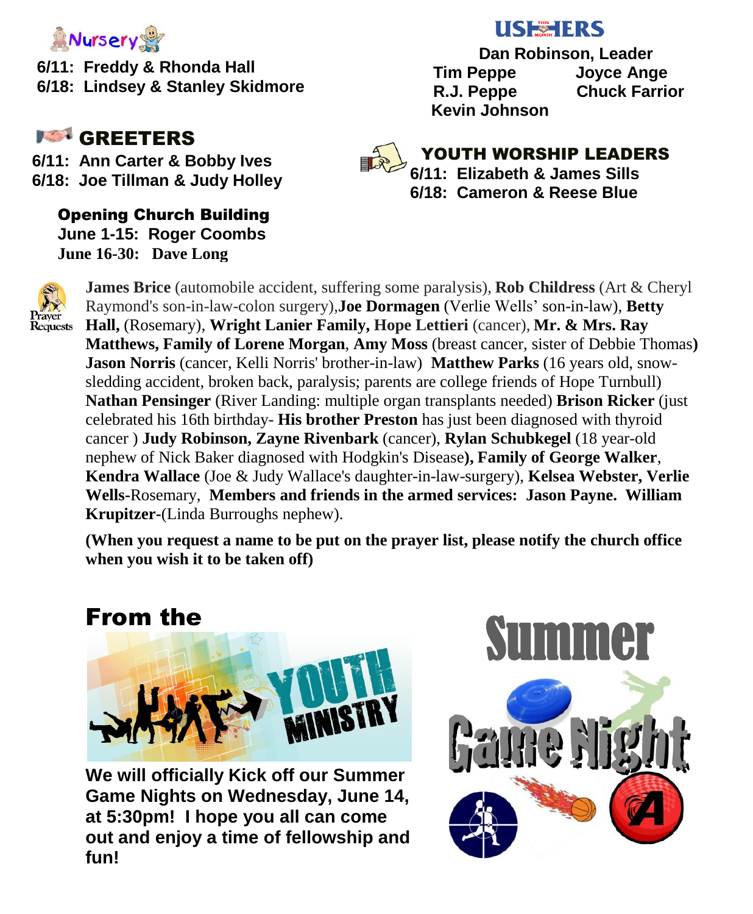## Nursery

6/11: Freddy & Rhonda Hall
6/18: Lindsey & Stanley Skidmore

## GREETERS

6/11: Ann Carter & Bobby Ives
6/18: Joe Tillman & Judy Holley

### Opening Church Building

June 1-15: Roger Coombs
June 16-30: Dave Long

## USHERS

Dan Robinson, Leader
Tim Peppe — Joyce Ange
R.J. Peppe — Chuck Farrior
Kevin Johnson

## YOUTH WORSHIP LEADERS

6/11: Elizabeth & James Sills
6/18: Cameron & Reese Blue

## Prayer Requests

**James Brice** (automobile accident, suffering some paralysis), **Rob Childress** (Art & Cheryl Raymond's son-in-law-colon surgery),**Joe Dormagen** (Verlie Wells' son-in-law), **Betty Hall,** (Rosemary), **Wright Lanier Family, Hope Lettieri** (cancer), **Mr. & Mrs. Ray Matthews, Family of Lorene Morgan**, **Amy Moss** (breast cancer, sister of Debbie Thomas**)** **Jason Norris** (cancer, Kelli Norris' brother-in-law) **Matthew Parks** (16 years old, snow-sledding accident, broken back, paralysis; parents are college friends of Hope Turnbull) **Nathan Pensinger** (River Landing: multiple organ transplants needed) **Brison Ricker** (just celebrated his 16th birthday- **His brother Preston** has just been diagnosed with thyroid cancer ) **Judy Robinson, Zayne Rivenbark** (cancer), **Rylan Schubkegel** (18 year-old nephew of Nick Baker diagnosed with Hodgkin's Disease**), Family of George Walker**, **Kendra Wallace** (Joe & Judy Wallace's daughter-in-law-surgery), **Kelsea Webster, Verlie Wells**-Rosemary, **Members and friends in the armed services: Jason Payne. William Krupitzer**-(Linda Burroughs nephew).

**(When you request a name to be put on the prayer list, please notify the church office when you wish it to be taken off)**

## From the Youth Ministry

**We will officially Kick off our Summer Game Nights on Wednesday, June 14, at 5:30pm! I hope you all can come out and enjoy a time of fellowship and fun!**

Summer Game Night